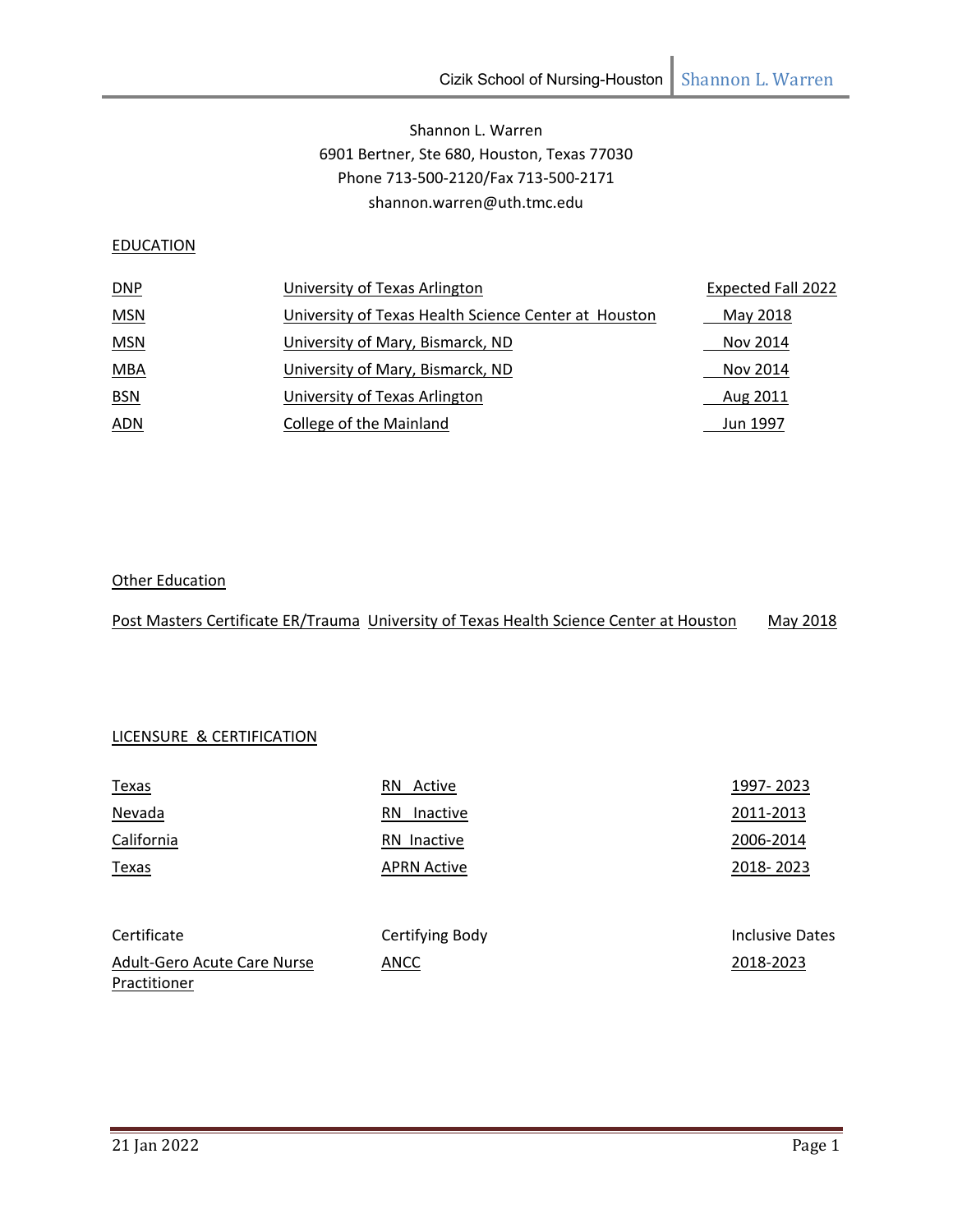Shannon L. Warren
6901 Bertner, Ste 680, Houston, Texas 77030
Phone 713-500-2120/Fax 713-500-2171
shannon.warren@uth.tmc.edu

## EDUCATION

| | | |
|---|---|---|
| DNP | University of Texas Arlington | Expected Fall 2022 |
| MSN | University of Texas Health Science Center at Houston | May 2018 |
| MSN | University of Mary, Bismarck, ND | Nov 2014 |
| MBA | University of Mary, Bismarck, ND | Nov 2014 |
| BSN | University of Texas Arlington | Aug 2011 |
| ADN | College of the Mainland | Jun 1997 |

## Other Education

| | | |
|---|---|---|
| Post Masters Certificate ER/Trauma | University of Texas Health Science Center at Houston | May 2018 |

## LICENSURE & CERTIFICATION

| | | |
|---|---|---|
| Texas | RN Active | 1997- 2023 |
| Nevada | RN Inactive | 2011-2013 |
| California | RN Inactive | 2006-2014 |
| Texas | APRN Active | 2018- 2023 |

| Certificate | Certifying Body | Inclusive Dates |
|---|---|---|
| Adult-Gero Acute Care Nurse Practitioner | ANCC | 2018-2023 |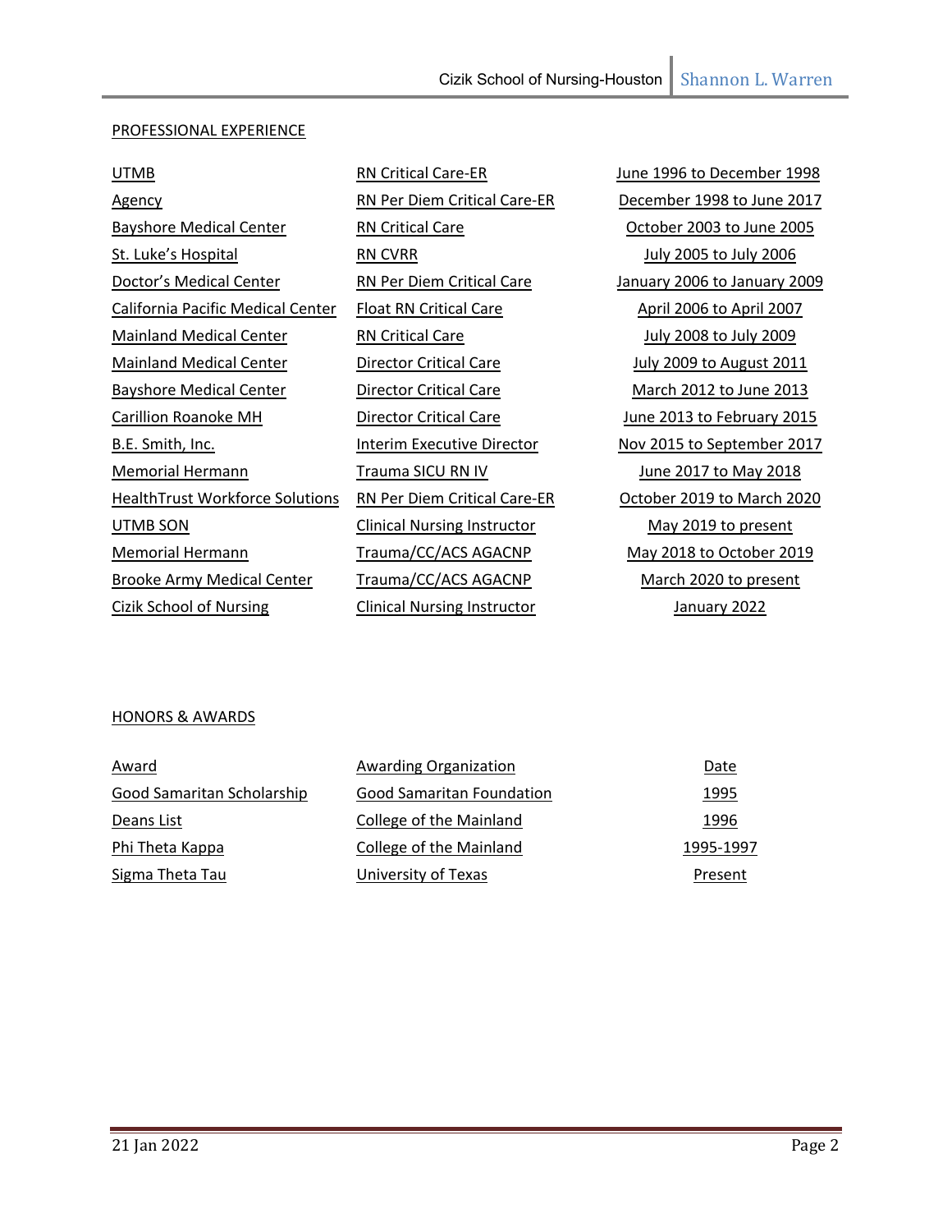## PROFESSIONAL EXPERIENCE

| | | |
|---|---|---|
| UTMB | RN Critical Care-ER | June 1996 to December 1998 |
| Agency | RN Per Diem Critical Care-ER | December 1998 to June 2017 |
| Bayshore Medical Center | RN Critical Care | October 2003 to June 2005 |
| St. Luke's Hospital | RN CVRR | July 2005 to July 2006 |
| Doctor's Medical Center | RN Per Diem Critical Care | January 2006 to January 2009 |
| California Pacific Medical Center | Float RN Critical Care | April 2006 to April 2007 |
| Mainland Medical Center | RN Critical Care | July 2008 to July 2009 |
| Mainland Medical Center | Director Critical Care | July 2009 to August 2011 |
| Bayshore Medical Center | Director Critical Care | March 2012 to June 2013 |
| Carillion Roanoke MH | Director Critical Care | June 2013 to February 2015 |
| B.E. Smith, Inc. | Interim Executive Director | Nov 2015 to September 2017 |
| Memorial Hermann | Trauma SICU RN IV | June 2017 to May 2018 |
| HealthTrust Workforce Solutions | RN Per Diem Critical Care-ER | October 2019 to March 2020 |
| UTMB SON | Clinical Nursing Instructor | May 2019 to present |
| Memorial Hermann | Trauma/CC/ACS AGACNP | May 2018 to October 2019 |
| Brooke Army Medical Center | Trauma/CC/ACS AGACNP | March 2020 to present |
| Cizik School of Nursing | Clinical Nursing Instructor | January 2022 |

## HONORS & AWARDS

| Award | Awarding Organization | Date |
|---|---|---|
| Good Samaritan Scholarship | Good Samaritan Foundation | 1995 |
| Deans List | College of the Mainland | 1996 |
| Phi Theta Kappa | College of the Mainland | 1995-1997 |
| Sigma Theta Tau | University of Texas | Present |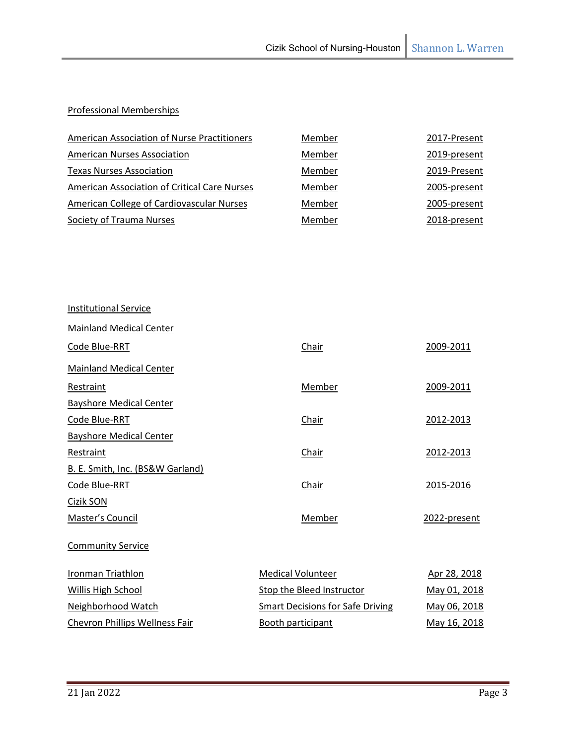## Professional Memberships

| | | |
|---|---|---|
| American Association of Nurse Practitioners | Member | 2017-Present |
| American Nurses Association | Member | 2019-present |
| Texas Nurses Association | Member | 2019-Present |
| American Association of Critical Care Nurses | Member | 2005-present |
| American College of Cardiovascular Nurses | Member | 2005-present |
| Society of Trauma Nurses | Member | 2018-present |

## Institutional Service

| | | |
|---|---|---|
| Mainland Medical Center | | |
| Code Blue-RRT | Chair | 2009-2011 |
| Mainland Medical Center | | |
| Restraint | Member | 2009-2011 |
| Bayshore Medical Center | | |
| Code Blue-RRT | Chair | 2012-2013 |
| Bayshore Medical Center | | |
| Restraint | Chair | 2012-2013 |
| B. E. Smith, Inc. (BS&W Garland) | | |
| Code Blue-RRT | Chair | 2015-2016 |
| Cizik SON | | |
| Master's Council | Member | 2022-present |

## Community Service

| | | |
|---|---|---|
| Ironman Triathlon | Medical Volunteer | Apr 28, 2018 |
| Willis High School | Stop the Bleed Instructor | May 01, 2018 |
| Neighborhood Watch | Smart Decisions for Safe Driving | May 06, 2018 |
| Chevron Phillips Wellness Fair | Booth participant | May 16, 2018 |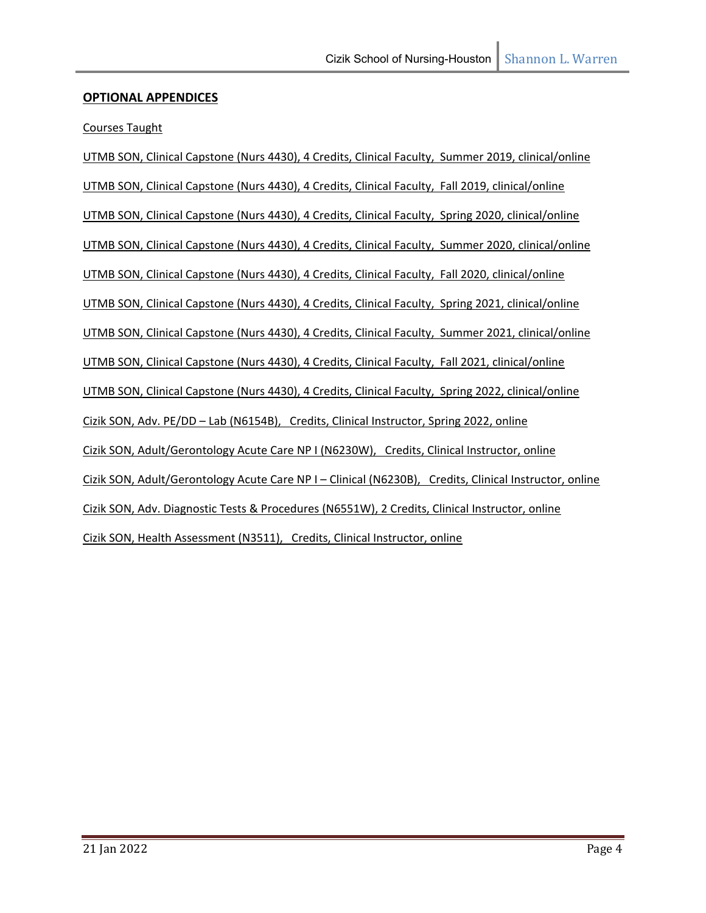## OPTIONAL APPENDICES

Courses Taught

UTMB SON, Clinical Capstone (Nurs 4430), 4 Credits, Clinical Faculty, Summer 2019, clinical/online

UTMB SON, Clinical Capstone (Nurs 4430), 4 Credits, Clinical Faculty, Fall 2019, clinical/online

UTMB SON, Clinical Capstone (Nurs 4430), 4 Credits, Clinical Faculty, Spring 2020, clinical/online

UTMB SON, Clinical Capstone (Nurs 4430), 4 Credits, Clinical Faculty, Summer 2020, clinical/online

UTMB SON, Clinical Capstone (Nurs 4430), 4 Credits, Clinical Faculty, Fall 2020, clinical/online

UTMB SON, Clinical Capstone (Nurs 4430), 4 Credits, Clinical Faculty, Spring 2021, clinical/online

UTMB SON, Clinical Capstone (Nurs 4430), 4 Credits, Clinical Faculty, Summer 2021, clinical/online

UTMB SON, Clinical Capstone (Nurs 4430), 4 Credits, Clinical Faculty, Fall 2021, clinical/online

UTMB SON, Clinical Capstone (Nurs 4430), 4 Credits, Clinical Faculty, Spring 2022, clinical/online

Cizik SON, Adv. PE/DD – Lab (N6154B), Credits, Clinical Instructor, Spring 2022, online

Cizik SON, Adult/Gerontology Acute Care NP I (N6230W), Credits, Clinical Instructor, online

Cizik SON, Adult/Gerontology Acute Care NP I – Clinical (N6230B), Credits, Clinical Instructor, online

Cizik SON, Adv. Diagnostic Tests & Procedures (N6551W), 2 Credits, Clinical Instructor, online

Cizik SON, Health Assessment (N3511), Credits, Clinical Instructor, online